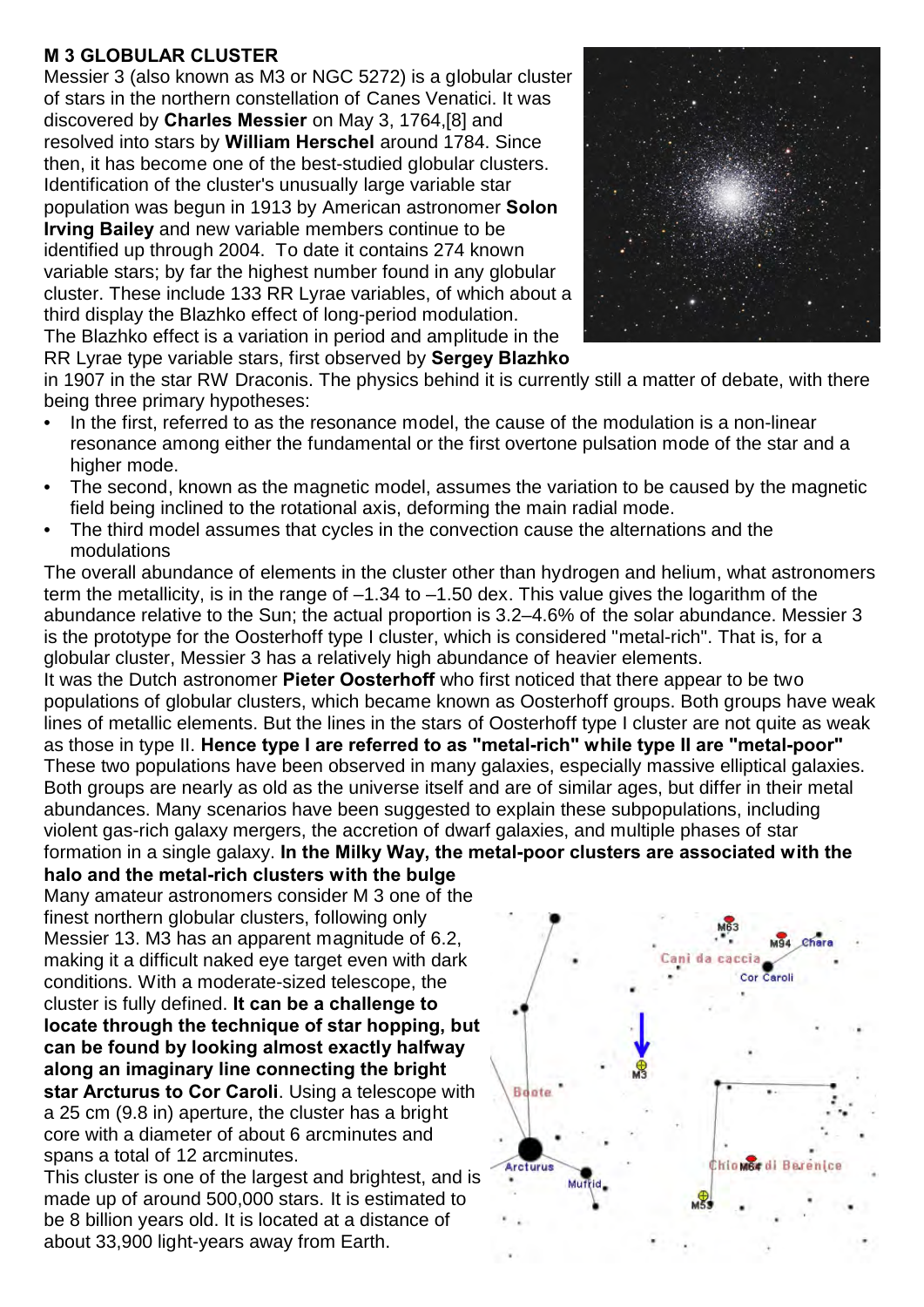## M 3 GLOBULAR CLUSTER

Messier 3 (also known as M3 or NGC 5272) is a globular cluster of stars in the northern constellation of Canes Venatici. It was discovered by **Charles Messier** on May 3, 1764,[8] and resolved into stars by **William Herschel** around 1784. Since then, it has become one of the best-studied globular clusters. Identification of the cluster's unusually large variable star population was begun in 1913 by American astronomer **Solon Irving Bailey** and new variable members continue to be identified up through 2004. To date it contains 274 known variable stars; by far the highest number found in any globular cluster. These include 133 RR Lyrae variables, of which about a third display the Blazhko effect of long-period modulation.

The Blazhko effect is a variation in period and amplitude in the RR Lyrae type variable stars, first observed by **Sergey Blazhko** in 1907 in the star RW Draconis. The physics behind it is currently still a matter of debate, with there being three primary hypotheses:

- In the first, referred to as the resonance model, the cause of the modulation is a non-linear resonance among either the fundamental or the first overtone pulsation mode of the star and a higher mode.
- The second, known as the magnetic model, assumes the variation to be caused by the magnetic field being inclined to the rotational axis, deforming the main radial mode.
- The third model assumes that cycles in the convection cause the alternations and the modulations

The overall abundance of elements in the cluster other than hydrogen and helium, what astronomers term the metallicity, is in the range of –1.34 to –1.50 dex. This value gives the logarithm of the abundance relative to the Sun; the actual proportion is 3.2–4.6% of the solar abundance. Messier 3 is the prototype for the Oosterhoff type I cluster, which is considered "metal-rich". That is, for a globular cluster, Messier 3 has a relatively high abundance of heavier elements.

It was the Dutch astronomer **Pieter Oosterhoff** who first noticed that there appear to be two populations of globular clusters, which became known as Oosterhoff groups. Both groups have weak lines of metallic elements. But the lines in the stars of Oosterhoff type I cluster are not quite as weak as those in type II. **Hence type I are referred to as "metal-rich" while type II are "metal-poor"** These two populations have been observed in many galaxies, especially massive elliptical galaxies. Both groups are nearly as old as the universe itself and are of similar ages, but differ in their metal abundances. Many scenarios have been suggested to explain these subpopulations, including violent gas-rich galaxy mergers, the accretion of dwarf galaxies, and multiple phases of star formation in a single galaxy. **In the Milky Way, the metal-poor clusters are associated with the halo and the metal-rich clusters with the bulge**

Many amateur astronomers consider M 3 one of the finest northern globular clusters, following only Messier 13. M3 has an apparent magnitude of 6.2, making it a difficult naked eye target even with dark conditions. With a moderate-sized telescope, the cluster is fully defined. **It can be a challenge to locate through the technique of star hopping, but can be found by looking almost exactly halfway along an imaginary line connecting the bright star Arcturus to Cor Caroli**. Using a telescope with a 25 cm (9.8 in) aperture, the cluster has a bright core with a diameter of about 6 arcminutes and spans a total of 12 arcminutes.

This cluster is one of the largest and brightest, and is made up of around 500,000 stars. It is estimated to be 8 billion years old. It is located at a distance of about 33,900 light-years away from Earth.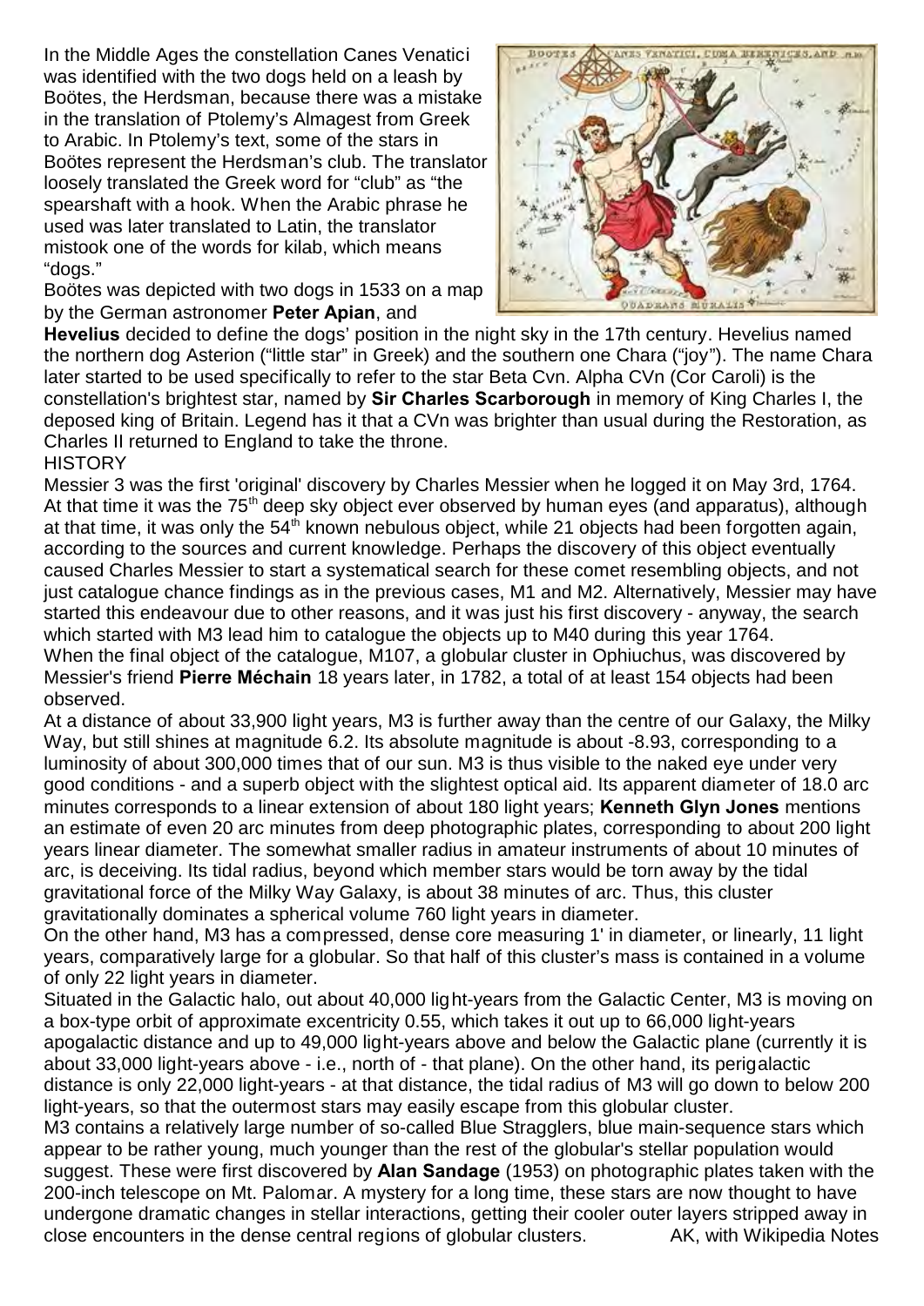In the Middle Ages the constellation Canes Venatici was identified with the two dogs held on a leash by Boötes, the Herdsman, because there was a mistake in the translation of Ptolemy's Almagest from Greek to Arabic. In Ptolemy's text, some of the stars in Boötes represent the Herdsman's club. The translator loosely translated the Greek word for "club" as "the spearshaft with a hook. When the Arabic phrase he used was later translated to Latin, the translator mistook one of the words for kilab, which means "dogs."

Boötes was depicted with two dogs in 1533 on a map by the German astronomer **Peter Apian**, and **Hevelius** decided to define the dogs' position in the night sky in the 17th century. Hevelius named the northern dog Asterion ("little star" in Greek) and the southern one Chara ("joy"). The name Chara later started to be used specifically to refer to the star Beta Cvn. Alpha CVn (Cor Caroli) is the constellation's brightest star, named by **Sir Charles Scarborough** in memory of King Charles I, the deposed king of Britain. Legend has it that a CVn was brighter than usual during the Restoration, as Charles II returned to England to take the throne.

HISTORY

Messier 3 was the first 'original' discovery by Charles Messier when he logged it on May 3rd, 1764. At that time it was the 75th deep sky object ever observed by human eyes (and apparatus), although at that time, it was only the 54th known nebulous object, while 21 objects had been forgotten again, according to the sources and current knowledge. Perhaps the discovery of this object eventually caused Charles Messier to start a systematical search for these comet resembling objects, and not just catalogue chance findings as in the previous cases, M1 and M2. Alternatively, Messier may have started this endeavour due to other reasons, and it was just his first discovery - anyway, the search which started with M3 lead him to catalogue the objects up to M40 during this year 1764.

When the final object of the catalogue, M107, a globular cluster in Ophiuchus, was discovered by Messier's friend **Pierre Méchain** 18 years later, in 1782, a total of at least 154 objects had been observed.

At a distance of about 33,900 light years, M3 is further away than the centre of our Galaxy, the Milky Way, but still shines at magnitude 6.2. Its absolute magnitude is about -8.93, corresponding to a luminosity of about 300,000 times that of our sun. M3 is thus visible to the naked eye under very good conditions - and a superb object with the slightest optical aid. Its apparent diameter of 18.0 arc minutes corresponds to a linear extension of about 180 light years; **Kenneth Glyn Jones** mentions an estimate of even 20 arc minutes from deep photographic plates, corresponding to about 200 light years linear diameter. The somewhat smaller radius in amateur instruments of about 10 minutes of arc, is deceiving. Its tidal radius, beyond which member stars would be torn away by the tidal gravitational force of the Milky Way Galaxy, is about 38 minutes of arc. Thus, this cluster gravitationally dominates a spherical volume 760 light years in diameter.

On the other hand, M3 has a compressed, dense core measuring 1' in diameter, or linearly, 11 light years, comparatively large for a globular. So that half of this cluster's mass is contained in a volume of only 22 light years in diameter.

Situated in the Galactic halo, out about 40,000 light-years from the Galactic Center, M3 is moving on a box-type orbit of approximate excentricity 0.55, which takes it out up to 66,000 light-years apogalactic distance and up to 49,000 light-years above and below the Galactic plane (currently it is about 33,000 light-years above - i.e., north of - that plane). On the other hand, its perigalactic distance is only 22,000 light-years - at that distance, the tidal radius of M3 will go down to below 200 light-years, so that the outermost stars may easily escape from this globular cluster.

M3 contains a relatively large number of so-called Blue Stragglers, blue main-sequence stars which appear to be rather young, much younger than the rest of the globular's stellar population would suggest. These were first discovered by **Alan Sandage** (1953) on photographic plates taken with the 200-inch telescope on Mt. Palomar. A mystery for a long time, these stars are now thought to have undergone dramatic changes in stellar interactions, getting their cooler outer layers stripped away in close encounters in the dense central regions of globular clusters.

AK, with Wikipedia Notes